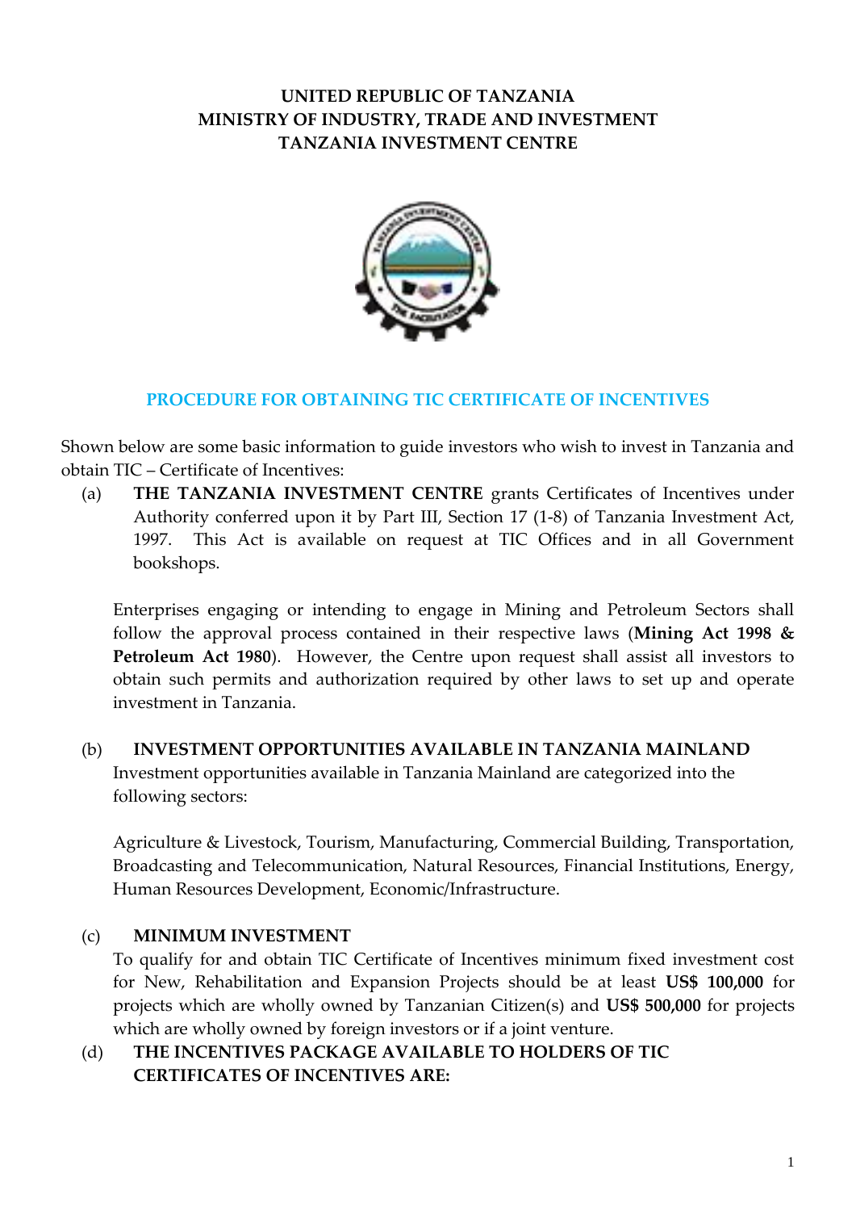**UNITED REPUBLIC OF TANZANIA**
**MINISTRY OF INDUSTRY, TRADE AND INVESTMENT**
**TANZANIA INVESTMENT CENTRE**

# PROCEDURE FOR OBTAINING TIC CERTIFICATE OF INCENTIVES

Shown below are some basic information to guide investors who wish to invest in Tanzania and obtain TIC – Certificate of Incentives:

(a) **THE TANZANIA INVESTMENT CENTRE** grants Certificates of Incentives under Authority conferred upon it by Part III, Section 17 (1-8) of Tanzania Investment Act, 1997. This Act is available on request at TIC Offices and in all Government bookshops.

Enterprises engaging or intending to engage in Mining and Petroleum Sectors shall follow the approval process contained in their respective laws (**Mining Act 1998 & Petroleum Act 1980**). However, the Centre upon request shall assist all investors to obtain such permits and authorization required by other laws to set up and operate investment in Tanzania.

(b) **INVESTMENT OPPORTUNITIES AVAILABLE IN TANZANIA MAINLAND**

Investment opportunities available in Tanzania Mainland are categorized into the following sectors:

Agriculture & Livestock, Tourism, Manufacturing, Commercial Building, Transportation, Broadcasting and Telecommunication, Natural Resources, Financial Institutions, Energy, Human Resources Development, Economic/Infrastructure.

(c) **MINIMUM INVESTMENT**

To qualify for and obtain TIC Certificate of Incentives minimum fixed investment cost for New, Rehabilitation and Expansion Projects should be at least **US$ 100,000** for projects which are wholly owned by Tanzanian Citizen(s) and **US$ 500,000** for projects which are wholly owned by foreign investors or if a joint venture.

(d) **THE INCENTIVES PACKAGE AVAILABLE TO HOLDERS OF TIC CERTIFICATES OF INCENTIVES ARE:**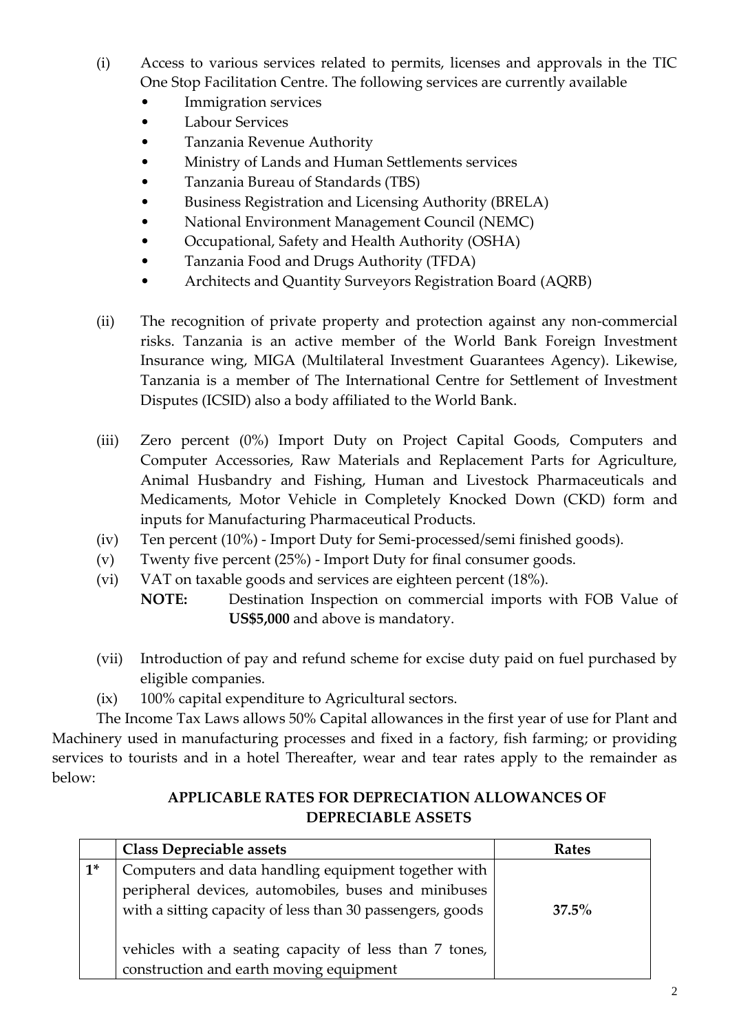(i) Access to various services related to permits, licenses and approvals in the TIC One Stop Facilitation Centre. The following services are currently available

- Immigration services
- Labour Services
- Tanzania Revenue Authority
- Ministry of Lands and Human Settlements services
- Tanzania Bureau of Standards (TBS)
- Business Registration and Licensing Authority (BRELA)
- National Environment Management Council (NEMC)
- Occupational, Safety and Health Authority (OSHA)
- Tanzania Food and Drugs Authority (TFDA)
- Architects and Quantity Surveyors Registration Board (AQRB)

(ii) The recognition of private property and protection against any non-commercial risks. Tanzania is an active member of the World Bank Foreign Investment Insurance wing, MIGA (Multilateral Investment Guarantees Agency). Likewise, Tanzania is a member of The International Centre for Settlement of Investment Disputes (ICSID) also a body affiliated to the World Bank.

(iii) Zero percent (0%) Import Duty on Project Capital Goods, Computers and Computer Accessories, Raw Materials and Replacement Parts for Agriculture, Animal Husbandry and Fishing, Human and Livestock Pharmaceuticals and Medicaments, Motor Vehicle in Completely Knocked Down (CKD) form and inputs for Manufacturing Pharmaceutical Products.

(iv) Ten percent (10%) - Import Duty for Semi-processed/semi finished goods).

(v) Twenty five percent (25%) - Import Duty for final consumer goods.

(vi) VAT on taxable goods and services are eighteen percent (18%).

**NOTE:** Destination Inspection on commercial imports with FOB Value of **US$5,000** and above is mandatory.

(vii) Introduction of pay and refund scheme for excise duty paid on fuel purchased by eligible companies.

(ix) 100% capital expenditure to Agricultural sectors.

The Income Tax Laws allows 50% Capital allowances in the first year of use for Plant and Machinery used in manufacturing processes and fixed in a factory, fish farming; or providing services to tourists and in a hotel Thereafter, wear and tear rates apply to the remainder as below:

**APPLICABLE RATES FOR DEPRECIATION ALLOWANCES OF DEPRECIABLE ASSETS**

| | Class Depreciable assets | Rates |
|---|---|---|
| 1* | Computers and data handling equipment together with peripheral devices, automobiles, buses and minibuses with a sitting capacity of less than 30 passengers, goods vehicles with a seating capacity of less than 7 tones, construction and earth moving equipment | **37.5%** |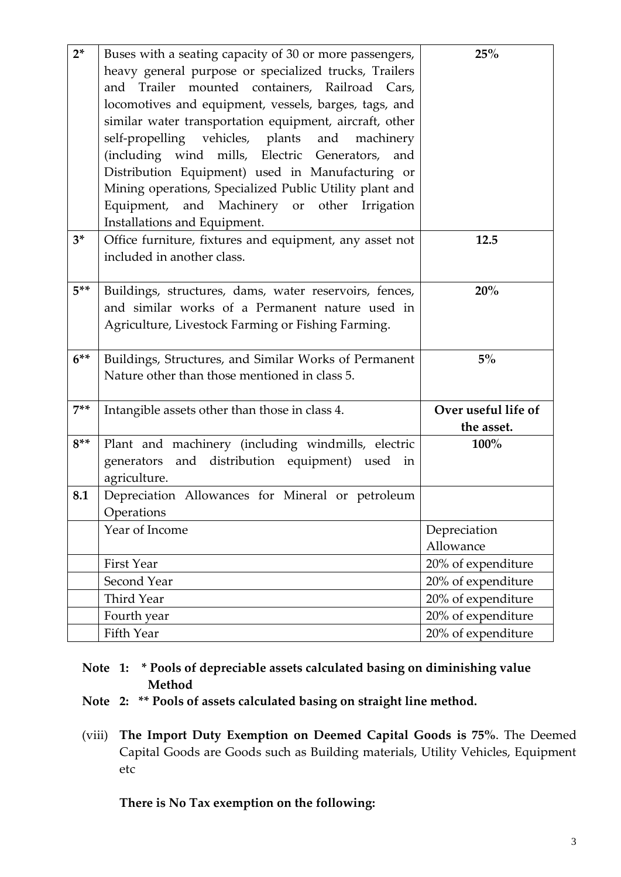| | | |
|---|---|---|
| **2*** | Buses with a seating capacity of 30 or more passengers, heavy general purpose or specialized trucks, Trailers and Trailer mounted containers, Railroad Cars, locomotives and equipment, vessels, barges, tags, and similar water transportation equipment, aircraft, other self-propelling vehicles, plants and machinery (including wind mills, Electric Generators, and Distribution Equipment) used in Manufacturing or Mining operations, Specialized Public Utility plant and Equipment, and Machinery or other Irrigation Installations and Equipment. | **25%** |
| **3*** | Office furniture, fixtures and equipment, any asset not included in another class. | **12.5** |
| **5**** | Buildings, structures, dams, water reservoirs, fences, and similar works of a Permanent nature used in Agriculture, Livestock Farming or Fishing Farming. | **20%** |
| **6**** | Buildings, Structures, and Similar Works of Permanent Nature other than those mentioned in class 5. | **5%** |
| **7**** | Intangible assets other than those in class 4. | **Over useful life of the asset.** |
| **8**** | Plant and machinery (including windmills, electric generators and distribution equipment) used in agriculture. | **100%** |
| **8.1** | Depreciation Allowances for Mineral or petroleum Operations | |
| | Year of Income | Depreciation Allowance |
| | First Year | 20% of expenditure |
| | Second Year | 20% of expenditure |
| | Third Year | 20% of expenditure |
| | Fourth year | 20% of expenditure |
| | Fifth Year | 20% of expenditure |

**Note 1: * Pools of depreciable assets calculated basing on diminishing value Method**

**Note 2: ** Pools of assets calculated basing on straight line method.**

(viii) **The Import Duty Exemption on Deemed Capital Goods is 75%**. The Deemed Capital Goods are Goods such as Building materials, Utility Vehicles, Equipment etc

**There is No Tax exemption on the following:**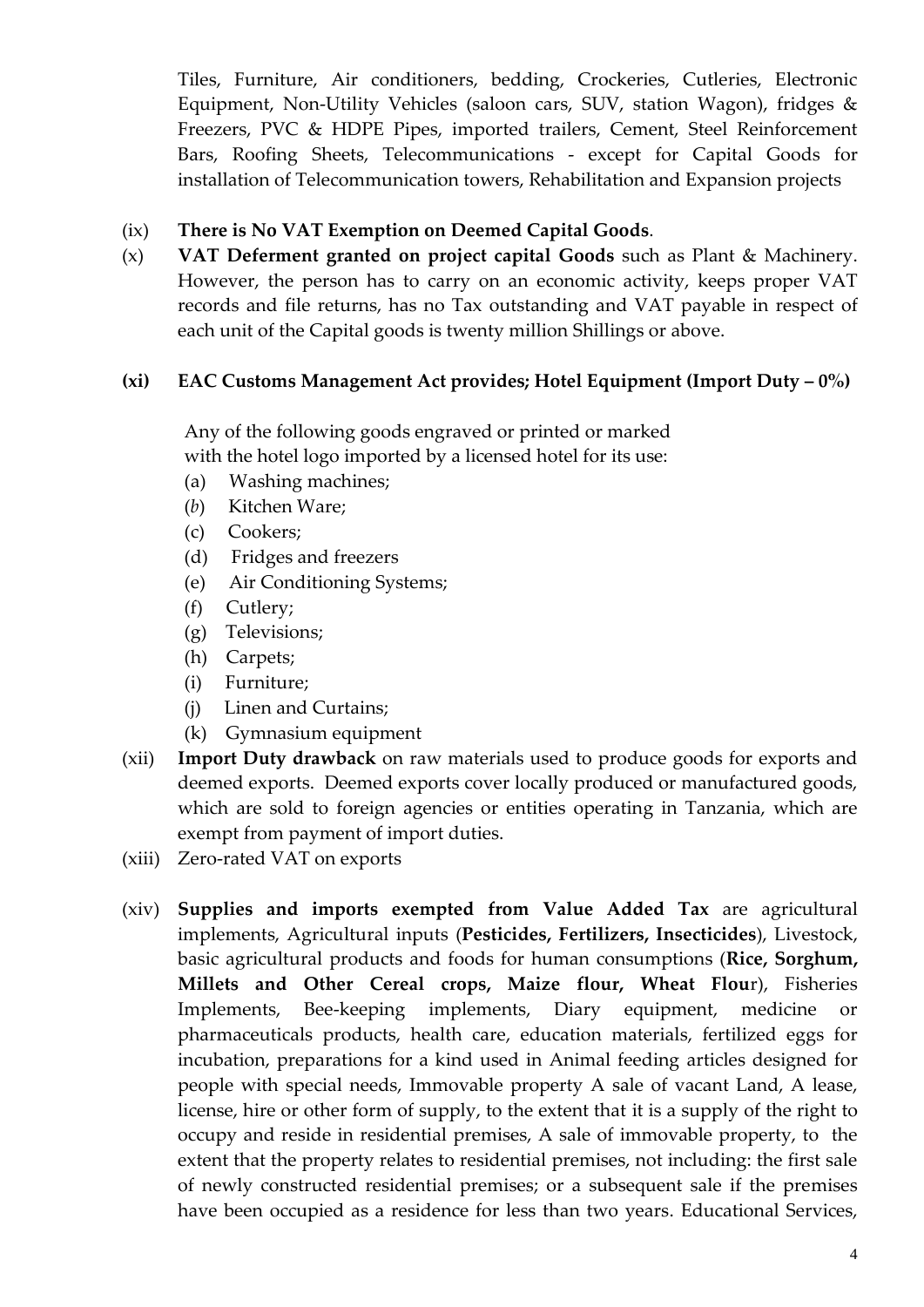Tiles, Furniture, Air conditioners, bedding, Crockeries, Cutleries, Electronic Equipment, Non-Utility Vehicles (saloon cars, SUV, station Wagon), fridges & Freezers, PVC & HDPE Pipes, imported trailers, Cement, Steel Reinforcement Bars, Roofing Sheets, Telecommunications - except for Capital Goods for installation of Telecommunication towers, Rehabilitation and Expansion projects

(ix) **There is No VAT Exemption on Deemed Capital Goods**.

(x) **VAT Deferment granted on project capital Goods** such as Plant & Machinery. However, the person has to carry on an economic activity, keeps proper VAT records and file returns, has no Tax outstanding and VAT payable in respect of each unit of the Capital goods is twenty million Shillings or above.

**(xi) EAC Customs Management Act provides; Hotel Equipment (Import Duty – 0%)**

Any of the following goods engraved or printed or marked with the hotel logo imported by a licensed hotel for its use:

(a) Washing machines;
(*b*) Kitchen Ware;
(c) Cookers;
(d) Fridges and freezers
(e) Air Conditioning Systems;
(f) Cutlery;
(g) Televisions;
(h) Carpets;
(i) Furniture;
(j) Linen and Curtains;
(k) Gymnasium equipment

(xii) **Import Duty drawback** on raw materials used to produce goods for exports and deemed exports. Deemed exports cover locally produced or manufactured goods, which are sold to foreign agencies or entities operating in Tanzania, which are exempt from payment of import duties.

(xiii) Zero-rated VAT on exports

(xiv) **Supplies and imports exempted from Value Added Tax** are agricultural implements, Agricultural inputs (**Pesticides, Fertilizers, Insecticides**), Livestock, basic agricultural products and foods for human consumptions (**Rice, Sorghum, Millets and Other Cereal crops, Maize flour, Wheat Flou**r), Fisheries Implements, Bee-keeping implements, Diary equipment, medicine or pharmaceuticals products, health care, education materials, fertilized eggs for incubation, preparations for a kind used in Animal feeding articles designed for people with special needs, Immovable property A sale of vacant Land, A lease, license, hire or other form of supply, to the extent that it is a supply of the right to occupy and reside in residential premises, A sale of immovable property, to the extent that the property relates to residential premises, not including: the first sale of newly constructed residential premises; or a subsequent sale if the premises have been occupied as a residence for less than two years. Educational Services,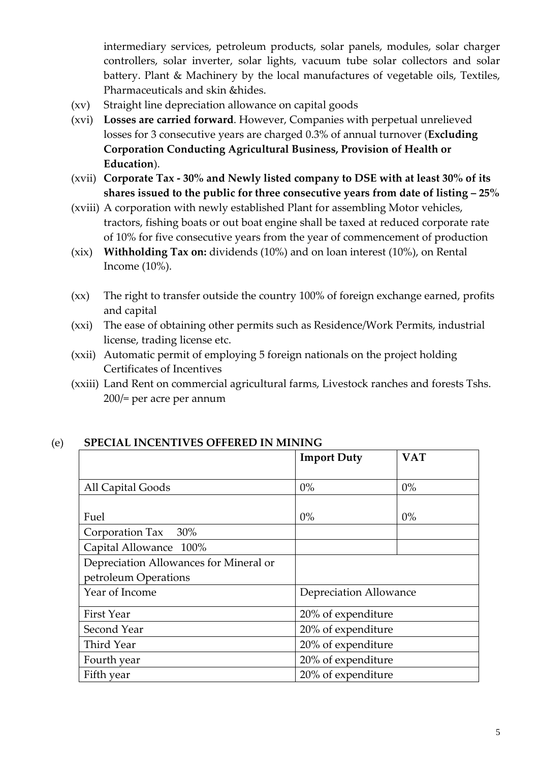intermediary services, petroleum products, solar panels, modules, solar charger controllers, solar inverter, solar lights, vacuum tube solar collectors and solar battery. Plant & Machinery by the local manufactures of vegetable oils, Textiles, Pharmaceuticals and skin &hides.

(xv) Straight line depreciation allowance on capital goods

(xvi) **Losses are carried forward**. However, Companies with perpetual unrelieved losses for 3 consecutive years are charged 0.3% of annual turnover (**Excluding Corporation Conducting Agricultural Business, Provision of Health or Education**).

(xvii) **Corporate Tax - 30% and Newly listed company to DSE with at least 30% of its shares issued to the public for three consecutive years from date of listing – 25%**

(xviii) A corporation with newly established Plant for assembling Motor vehicles, tractors, fishing boats or out boat engine shall be taxed at reduced corporate rate of 10% for five consecutive years from the year of commencement of production

(xix) **Withholding Tax on:** dividends (10%) and on loan interest (10%), on Rental Income (10%).

(xx) The right to transfer outside the country 100% of foreign exchange earned, profits and capital

(xxi) The ease of obtaining other permits such as Residence/Work Permits, industrial license, trading license etc.

(xxii) Automatic permit of employing 5 foreign nationals on the project holding Certificates of Incentives

(xxiii) Land Rent on commercial agricultural farms, Livestock ranches and forests Tshs. 200/= per acre per annum

## (e) SPECIAL INCENTIVES OFFERED IN MINING

| | **Import Duty** | **VAT** |
|---|---|---|
| All Capital Goods | 0% | 0% |
| Fuel | 0% | 0% |
| Corporation Tax 30% | | |
| Capital Allowance 100% | | |
| Depreciation Allowances for Mineral or petroleum Operations | | |
| Year of Income | Depreciation Allowance | |
| First Year | 20% of expenditure | |
| Second Year | 20% of expenditure | |
| Third Year | 20% of expenditure | |
| Fourth year | 20% of expenditure | |
| Fifth year | 20% of expenditure | |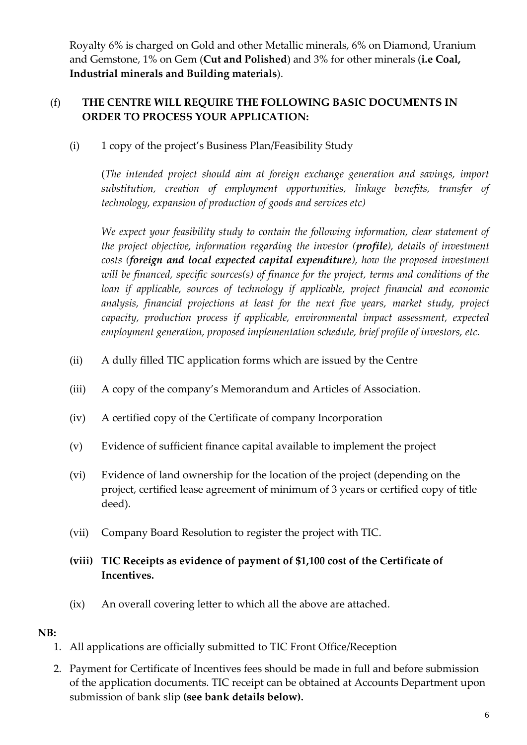Royalty 6% is charged on Gold and other Metallic minerals, 6% on Diamond, Uranium and Gemstone, 1% on Gem (**Cut and Polished**) and 3% for other minerals (**i.e Coal, Industrial minerals and Building materials**).

(f) **THE CENTRE WILL REQUIRE THE FOLLOWING BASIC DOCUMENTS IN ORDER TO PROCESS YOUR APPLICATION:**

(i) 1 copy of the project's Business Plan/Feasibility Study

(*The intended project should aim at foreign exchange generation and savings, import substitution, creation of employment opportunities, linkage benefits, transfer of technology, expansion of production of goods and services etc)*

*We expect your feasibility study to contain the following information, clear statement of the project objective, information regarding the investor (**profile**), details of investment costs (**foreign and local expected capital expenditure**), how the proposed investment will be financed, specific sources(s) of finance for the project, terms and conditions of the loan if applicable, sources of technology if applicable, project financial and economic analysis, financial projections at least for the next five years, market study, project capacity, production process if applicable, environmental impact assessment, expected employment generation, proposed implementation schedule, brief profile of investors, etc.*

(ii) A dully filled TIC application forms which are issued by the Centre

(iii) A copy of the company's Memorandum and Articles of Association.

(iv) A certified copy of the Certificate of company Incorporation

(v) Evidence of sufficient finance capital available to implement the project

(vi) Evidence of land ownership for the location of the project (depending on the project, certified lease agreement of minimum of 3 years or certified copy of title deed).

(vii) Company Board Resolution to register the project with TIC.

**(viii) TIC Receipts as evidence of payment of $1,100 cost of the Certificate of Incentives.**

(ix) An overall covering letter to which all the above are attached.

**NB:**

1. All applications are officially submitted to TIC Front Office/Reception
2. Payment for Certificate of Incentives fees should be made in full and before submission of the application documents. TIC receipt can be obtained at Accounts Department upon submission of bank slip **(see bank details below).**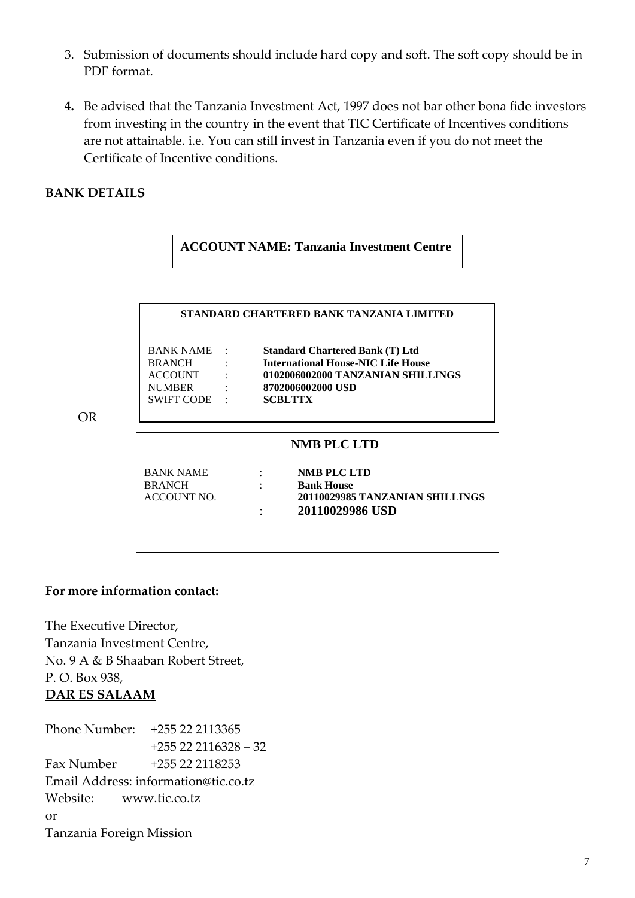3. Submission of documents should include hard copy and soft. The soft copy should be in PDF format.

4. Be advised that the Tanzania Investment Act, 1997 does not bar other bona fide investors from investing in the country in the event that TIC Certificate of Incentives conditions are not attainable. i.e. You can still invest in Tanzania even if you do not meet the Certificate of Incentive conditions.

**BANK DETAILS**

**ACCOUNT NAME: Tanzania Investment Centre**

**STANDARD CHARTERED BANK TANZANIA LIMITED**

| | | |
|---|---|---|
| BANK NAME | : | **Standard Chartered Bank (T) Ltd** |
| BRANCH | : | **International House-NIC Life House** |
| ACCOUNT | : | **0102006002000 TANZANIAN SHILLINGS** |
| NUMBER | : | **8702006002000 USD** |
| SWIFT CODE | : | **SCBLTTX** |

OR

**NMB PLC LTD**

| | | |
|---|---|---|
| BANK NAME | : | **NMB PLC LTD** |
| BRANCH | : | **Bank House** |
| ACCOUNT NO. | | **20110029985 TANZANIAN SHILLINGS** |
| | : | **20110029986 USD** |

**For more information contact:**

The Executive Director,  
Tanzania Investment Centre,  
No. 9 A & B Shaaban Robert Street,  
P. O. Box 938,  
**DAR ES SALAAM**

Phone Number: +255 22 2113365  
+255 22 2116328 – 32  
Fax Number +255 22 2118253  
Email Address: information@tic.co.tz  
Website: www.tic.co.tz  
or  
Tanzania Foreign Mission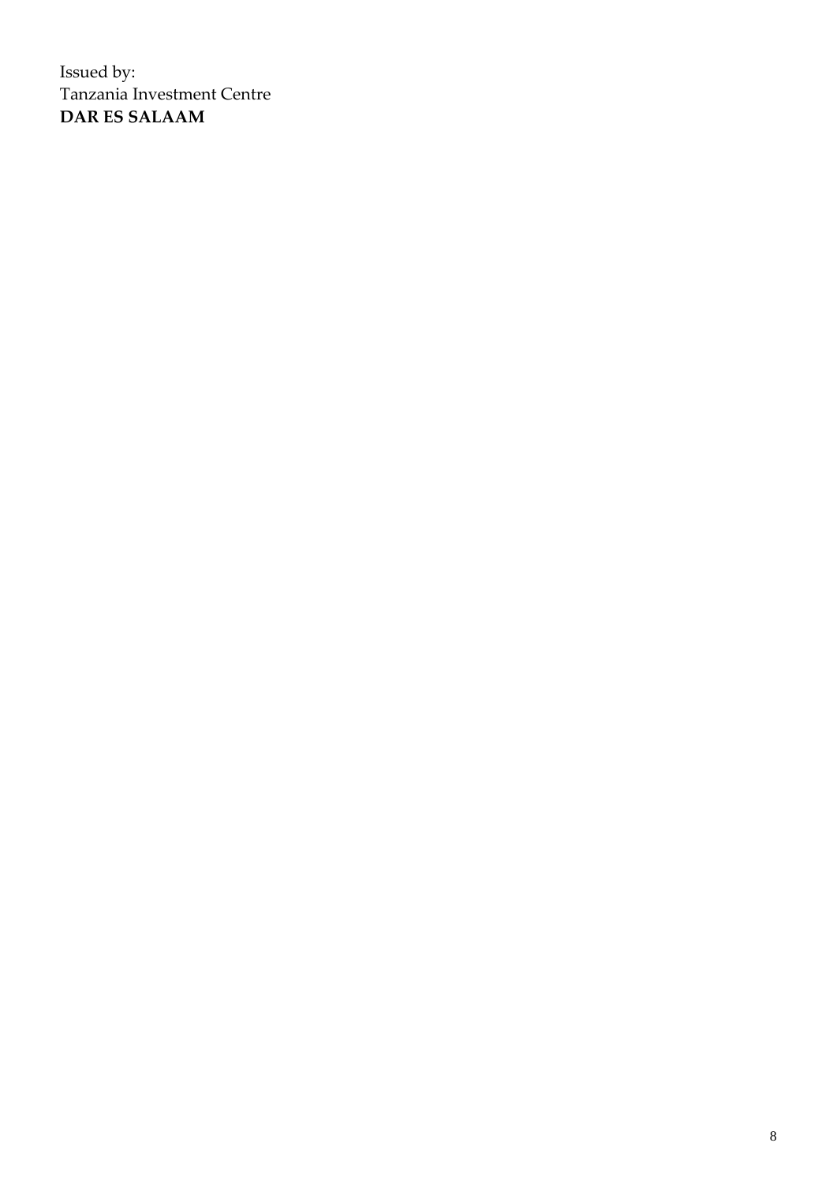Issued by:
Tanzania Investment Centre
**DAR ES SALAAM**